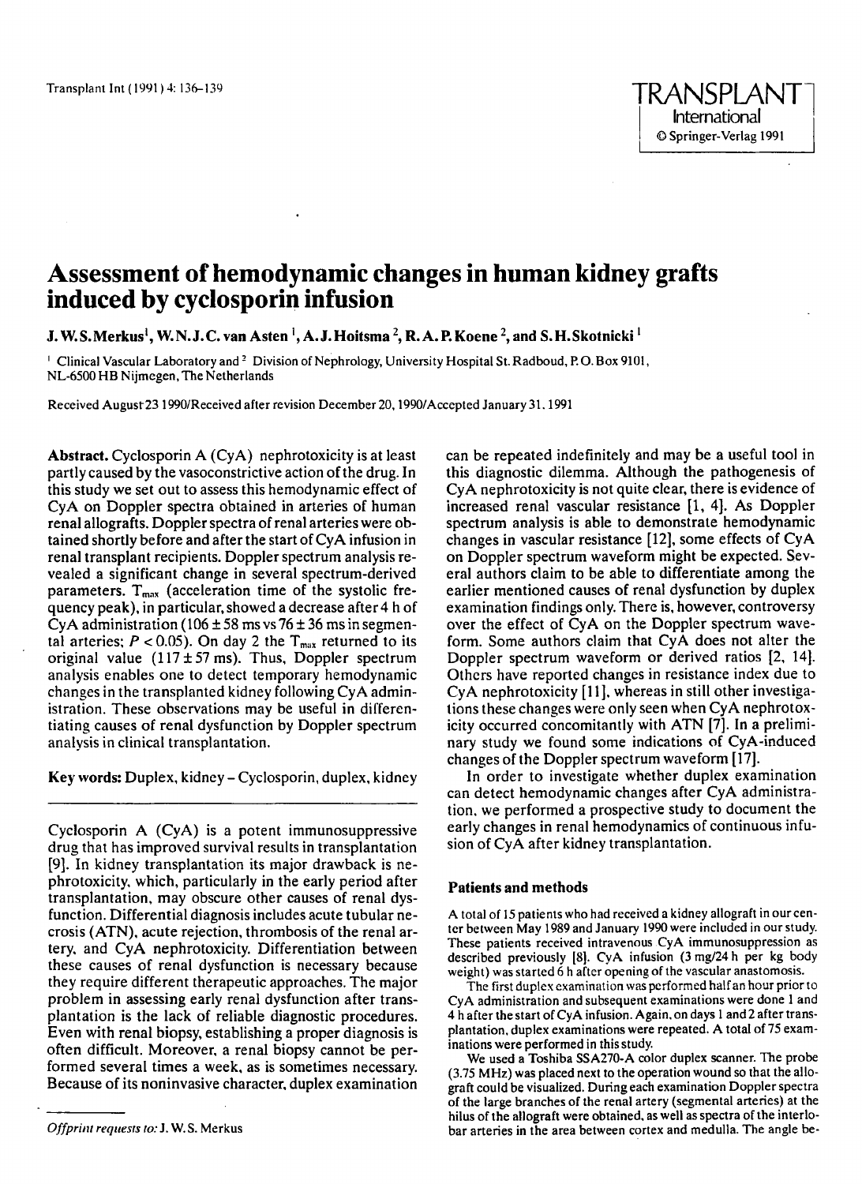# Assessment of hemodynamic changes in human kidney grafts induced by cyclosporin infusion

**J. W. S. Merkus[1], W. N. J. C. van Asten[1], A. J. Hoitsma[2], R. A. P. Koene[2], and S. H. Skotnicki[1]**

[1] Clinical Vascular Laboratory and [2] Division of Nephrology, University Hospital St. Radboud, P. O. Box 9101, NL-6500 HB Nijmegen, The Netherlands

Received August 23 1990/Received after revision December 20, 1990/Accepted January 31, 1991

**Abstract.** Cyclosporin A (CyA) nephrotoxicity is at least partly caused by the vasoconstrictive action of the drug. In this study we set out to assess this hemodynamic effect of CyA on Doppler spectra obtained in arteries of human renal allografts. Doppler spectra of renal arteries were obtained shortly before and after the start of CyA infusion in renal transplant recipients. Doppler spectrum analysis revealed a significant change in several spectrum-derived parameters. $T_{max}$ (acceleration time of the systolic frequency peak), in particular, showed a decrease after 4 h of CyA administration (106 ± 58 ms vs 76 ± 36 ms in segmental arteries; $P < 0.05$). On day 2 the $T_{max}$ returned to its original value (117 ± 57 ms). Thus, Doppler spectrum analysis enables one to detect temporary hemodynamic changes in the transplanted kidney following CyA administration. These observations may be useful in differentiating causes of renal dysfunction by Doppler spectrum analysis in clinical transplantation.

**Key words:** Duplex, kidney – Cyclosporin, duplex, kidney

Cyclosporin A (CyA) is a potent immunosuppressive drug that has improved survival results in transplantation [9]. In kidney transplantation its major drawback is nephrotoxicity, which, particularly in the early period after transplantation, may obscure other causes of renal dysfunction. Differential diagnosis includes acute tubular necrosis (ATN), acute rejection, thrombosis of the renal artery, and CyA nephrotoxicity. Differentiation between these causes of renal dysfunction is necessary because they require different therapeutic approaches. The major problem in assessing early renal dysfunction after transplantation is the lack of reliable diagnostic procedures. Even with renal biopsy, establishing a proper diagnosis is often difficult. Moreover, a renal biopsy cannot be performed several times a week, as is sometimes necessary. Because of its noninvasive character, duplex examination can be repeated indefinitely and may be a useful tool in this diagnostic dilemma. Although the pathogenesis of CyA nephrotoxicity is not quite clear, there is evidence of increased renal vascular resistance [1, 4]. As Doppler spectrum analysis is able to demonstrate hemodynamic changes in vascular resistance [12], some effects of CyA on Doppler spectrum waveform might be expected. Several authors claim to be able to differentiate among the earlier mentioned causes of renal dysfunction by duplex examination findings only. There is, however, controversy over the effect of CyA on the Doppler spectrum waveform. Some authors claim that CyA does not alter the Doppler spectrum waveform or derived ratios [2, 14]. Others have reported changes in resistance index due to CyA nephrotoxicity [11], whereas in still other investigations these changes were only seen when CyA nephrotoxicity occurred concomitantly with ATN [7]. In a preliminary study we found some indications of CyA-induced changes of the Doppler spectrum waveform [17].

In order to investigate whether duplex examination can detect hemodynamic changes after CyA administration, we performed a prospective study to document the early changes in renal hemodynamics of continuous infusion of CyA after kidney transplantation.

## Patients and methods

A total of 15 patients who had received a kidney allograft in our center between May 1989 and January 1990 were included in our study. These patients received intravenous CyA immunosuppression as described previously [8]. CyA infusion (3 mg/24 h per kg body weight) was started 6 h after opening of the vascular anastomosis.

The first duplex examination was performed half an hour prior to CyA administration and subsequent examinations were done 1 and 4 h after the start of CyA infusion. Again, on days 1 and 2 after transplantation, duplex examinations were repeated. A total of 75 examinations were performed in this study.

We used a Toshiba SSA270-A color duplex scanner. The probe (3.75 MHz) was placed next to the operation wound so that the allograft could be visualized. During each examination Doppler spectra of the large branches of the renal artery (segmental arteries) at the hilus of the allograft were obtained, as well as spectra of the interlobar arteries in the area between cortex and medulla. The angle be-

*Offprint requests to:* J. W. S. Merkus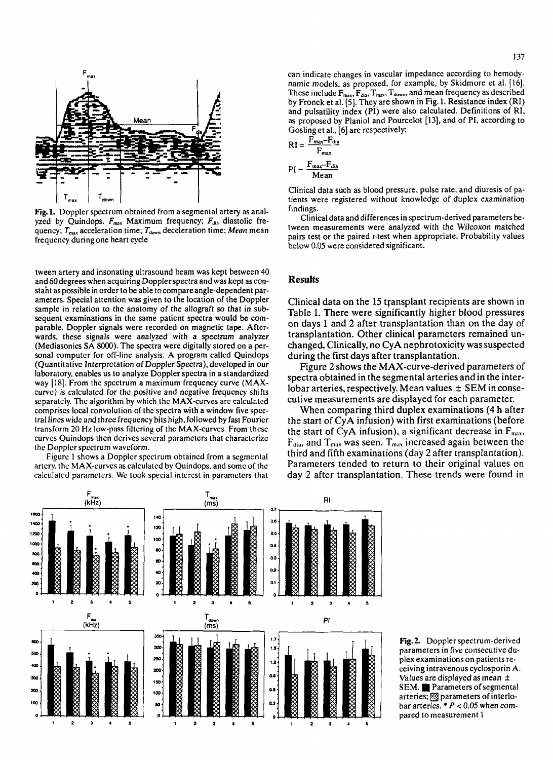**Fig. 1.** Doppler spectrum obtained from a segmental artery as analyzed by Quindops. $F_{max}$ Maximum frequency; $F_{dia}$ diastolic frequency; $T_{max}$ acceleration time; $T_{down}$ deceleration time; *Mean* mean frequency during one heart cycle

tween artery and insonating ultrasound beam was kept between 40 and 60 degrees when acquiring Doppler spectra and was kept as constant as possible in order to be able to compare angle-dependent parameters. Special attention was given to the location of the Doppler sample in relation to the anatomy of the allograft so that in subsequent examinations in the same patient spectra would be comparable. Doppler signals were recorded on magnetic tape. Afterwards, these signals were analyzed with a spectrum analyzer (Mediasonics SA 8000). The spectra were digitally stored on a personal computer for off-line analysis. A program called Quindops (Quantitative Interpretation of Doppler Spectra), developed in our laboratory, enables us to analyze Doppler spectra in a standardized way [18]. From the spectrum a maximum frequency curve (MAX-curve) is calculated for the positive and negative frequency shifts separately. The algorithm by which the MAX-curves are calculated comprises local convolution of the spectra with a window five spectral lines wide and three frequency bits high, followed by fast Fourier transform 20 Hz low-pass filtering of the MAX-curves. From these curves Quindops then derives several parameters that characterize the Doppler spectrum waveform.

Figure 1 shows a Doppler spectrum obtained from a segmental artery, the MAX-curves as calculated by Quindops, and some of the calculated parameters. We took special interest in parameters that can indicate changes in vascular impedance according to hemodynamic models, as proposed, for example, by Skidmore et al. [16]. These include $F_{max}$, $F_{dia}$, $T_{max}$, $T_{down}$, and mean frequency as described by Fronek et al. [5]. They are shown in Fig. 1. Resistance index (RI) and pulsatility index (PI) were also calculated. Definitions of RI, as proposed by Planiol and Pourcelot [13], and of PI, according to Gosling et al., [6] are respectively:

$$RI = \frac{F_{max} - F_{dia}}{F_{max}}$$

$$PI = \frac{F_{max} - F_{dia}}{Mean}$$

Clinical data such as blood pressure, pulse rate, and diuresis of patients were registered without knowledge of duplex examination findings.

Clinical data and differences in spectrum-derived parameters between measurements were analyzed with the Wilcoxon matched pairs test or the paired *t*-test when appropriate. Probability values below 0.05 were considered significant.

## Results

Clinical data on the 15 transplant recipients are shown in Table 1. There were significantly higher blood pressures on days 1 and 2 after transplantation than on the day of transplantation. Other clinical parameters remained unchanged. Clinically, no CyA nephrotoxicity was suspected during the first days after transplantation.

Figure 2 shows the MAX-curve-derived parameters of spectra obtained in the segmental arteries and in the interlobar arteries, respectively. Mean values ± SEM in consecutive measurements are displayed for each parameter.

When comparing third duplex examinations (4 h after the start of CyA infusion) with first examinations (before the start of CyA infusion), a significant decrease in $F_{max}$, $F_{dia}$, and $T_{max}$ was seen. $T_{max}$ increased again between the third and fifth examinations (day 2 after transplantation). Parameters tended to return to their original values on day 2 after transplantation. These trends were found in

**Fig. 2.** Doppler spectrum-derived parameters in five consecutive duplex examinations on patients receiving intravenous cyclosporin A. Values are displayed as mean ± SEM. ■ Parameters of segmental arteries; ▨ parameters of interlobar arteries. * $P < 0.05$ when compared to measurement 1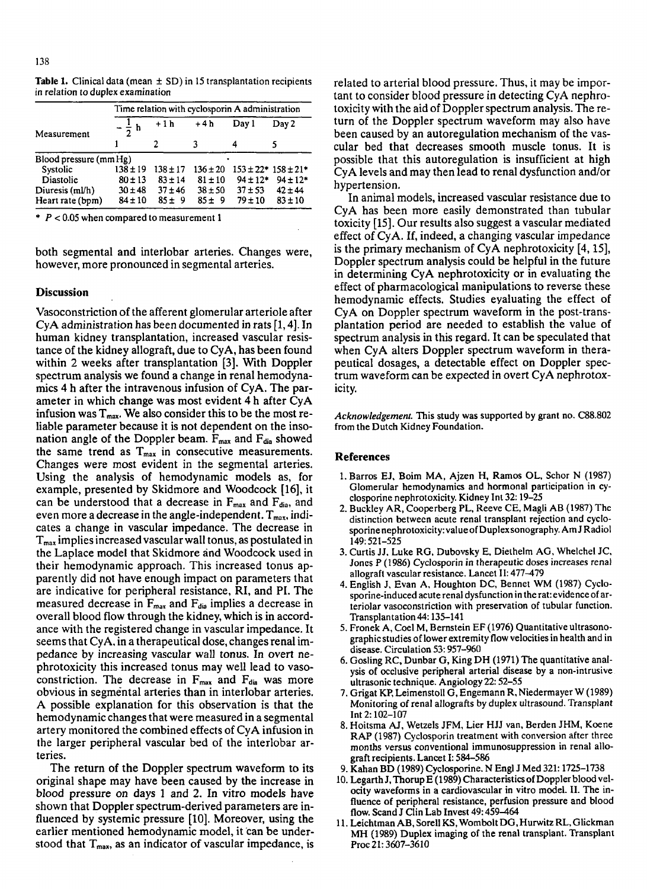**Table 1.** Clinical data (mean ± SD) in 15 transplantation recipients in relation to duplex examination

| Measurement | Time relation with cyclosporin A administration | | | | |
|---|---|---|---|---|---|
| | $-\frac{1}{2}$ h | +1 h | +4 h | Day 1 | Day 2 |
| | 1 | 2 | 3 | 4 | 5 |
| Blood pressure (mm Hg) | | | | | |
| Systolic | 138 ± 19 | 138 ± 17 | 136 ± 20 | 153 ± 22* | 158 ± 21* |
| Diastolic | 80 ± 13 | 83 ± 14 | 81 ± 10 | 94 ± 12* | 94 ± 12* |
| Diuresis (ml/h) | 30 ± 48 | 37 ± 46 | 38 ± 50 | 37 ± 53 | 42 ± 44 |
| Heart rate (bpm) | 84 ± 10 | 85 ± 9 | 85 ± 9 | 79 ± 10 | 83 ± 10 |

\* $P < 0.05$ when compared to measurement 1

both segmental and interlobar arteries. Changes were, however, more pronounced in segmental arteries.

## Discussion

Vasoconstriction of the afferent glomerular arteriole after CyA administration has been documented in rats [1, 4]. In human kidney transplantation, increased vascular resistance of the kidney allograft, due to CyA, has been found within 2 weeks after transplantation [3]. With Doppler spectrum analysis we found a change in renal hemodynamics 4 h after the intravenous infusion of CyA. The parameter in which change was most evident 4 h after CyA infusion was $T_{max}$. We also consider this to be the most reliable parameter because it is not dependent on the insonation angle of the Doppler beam. $F_{max}$ and $F_{dia}$ showed the same trend as $T_{max}$ in consecutive measurements. Changes were most evident in the segmental arteries. Using the analysis of hemodynamic models as, for example, presented by Skidmore and Woodcock [16], it can be understood that a decrease in $F_{max}$ and $F_{dia}$, and even more a decrease in the angle-independent. $T_{max}$, indicates a change in vascular impedance. The decrease in $T_{max}$ implies increased vascular wall tonus, as postulated in the Laplace model that Skidmore and Woodcock used in their hemodynamic approach. This increased tonus apparently did not have enough impact on parameters that are indicative for peripheral resistance, RI, and PI. The measured decrease in $F_{max}$ and $F_{dia}$ implies a decrease in overall blood flow through the kidney, which is in accordance with the registered change in vascular impedance. It seems that CyA, in a therapeutical dose, changes renal impedance by increasing vascular wall tonus. In overt nephrotoxicity this increased tonus may well lead to vasoconstriction. The decrease in $F_{max}$ and $F_{dia}$ was more obvious in segmental arteries than in interlobar arteries. A possible explanation for this observation is that the hemodynamic changes that were measured in a segmental artery monitored the combined effects of CyA infusion in the larger peripheral vascular bed of the interlobar arteries.

The return of the Doppler spectrum waveform to its original shape may have been caused by the increase in blood pressure on days 1 and 2. In vitro models have shown that Doppler spectrum-derived parameters are influenced by systemic pressure [10]. Moreover, using the earlier mentioned hemodynamic model, it can be understood that $T_{max}$, as an indicator of vascular impedance, is related to arterial blood pressure. Thus, it may be important to consider blood pressure in detecting CyA nephrotoxicity with the aid of Doppler spectrum analysis. The return of the Doppler spectrum waveform may also have been caused by an autoregulation mechanism of the vascular bed that decreases smooth muscle tonus. It is possible that this autoregulation is insufficient at high CyA levels and may then lead to renal dysfunction and/or hypertension.

In animal models, increased vascular resistance due to CyA has been more easily demonstrated than tubular toxicity [15]. Our results also suggest a vascular mediated effect of CyA. If, indeed, a changing vascular impedance is the primary mechanism of CyA nephrotoxicity [4, 15], Doppler spectrum analysis could be helpful in the future in determining CyA nephrotoxicity or in evaluating the effect of pharmacological manipulations to reverse these hemodynamic effects. Studies evaluating the effect of CyA on Doppler spectrum waveform in the post-transplantation period are needed to establish the value of spectrum analysis in this regard. It can be speculated that when CyA alters Doppler spectrum waveform in therapeutical dosages, a detectable effect on Doppler spectrum waveform can be expected in overt CyA nephrotoxicity.

*Acknowledgement.* This study was supported by grant no. C88.802 from the Dutch Kidney Foundation.

## References

1. Barros EJ, Boim MA, Ajzen H, Ramos OL, Schor N (1987) Glomerular hemodynamics and hormonal participation in cyclosporine nephrotoxicity. Kidney Int 32: 19–25
2. Buckley AR, Cooperberg PL, Reeve CE, Magli AB (1987) The distinction between acute renal transplant rejection and cyclosporine nephrotoxicity: value of Duplex sonography. Am J Radiol 149: 521–525
3. Curtis JJ, Luke RG, Dubovsky E, Diethelm AG, Whelchel JC, Jones P (1986) Cyclosporin in therapeutic doses increases renal allograft vascular resistance. Lancet II: 477–479
4. English J, Evan A, Houghton DC, Bennet WM (1987) Cyclosporine-induced acute renal dysfunction in the rat: evidence of arteriolar vasoconstriction with preservation of tubular function. Transplantation 44: 135–141
5. Fronek A, Coel M, Bernstein EF (1976) Quantitative ultrasonographic studies of lower extremity flow velocities in health and in disease. Circulation 53: 957–960
6. Gosling RC, Dunbar G, King DH (1971) The quantitative analysis of occlusive peripheral arterial disease by a non-intrusive ultrasonic technique. Angiology 22: 52–55
7. Grigat KP, Leimenstoll G, Engemann R, Niedermayer W (1989) Monitoring of renal allografts by duplex ultrasound. Transplant Int 2: 102–107
8. Hoitsma AJ, Wetzels JFM, Lier HJJ van, Berden JHM, Koene RAP (1987) Cyclosporin treatment with conversion after three months versus conventional immunosuppression in renal allograft recipients. Lancet I: 584–586
9. Kahan BD (1989) Cyclosporine. N Engl J Med 321: 1725–1738
10. Legarth J, Thorup E (1989) Characteristics of Doppler blood velocity waveforms in a cardiovascular in vitro model. II. The influence of peripheral resistance, perfusion pressure and blood flow. Scand J Clin Lab Invest 49: 459–464
11. Leichtman AB, Sorell KS, Wombolt DG, Hurwitz RL, Glickman MH (1989) Duplex imaging of the renal transplant. Transplant Proc 21: 3607–3610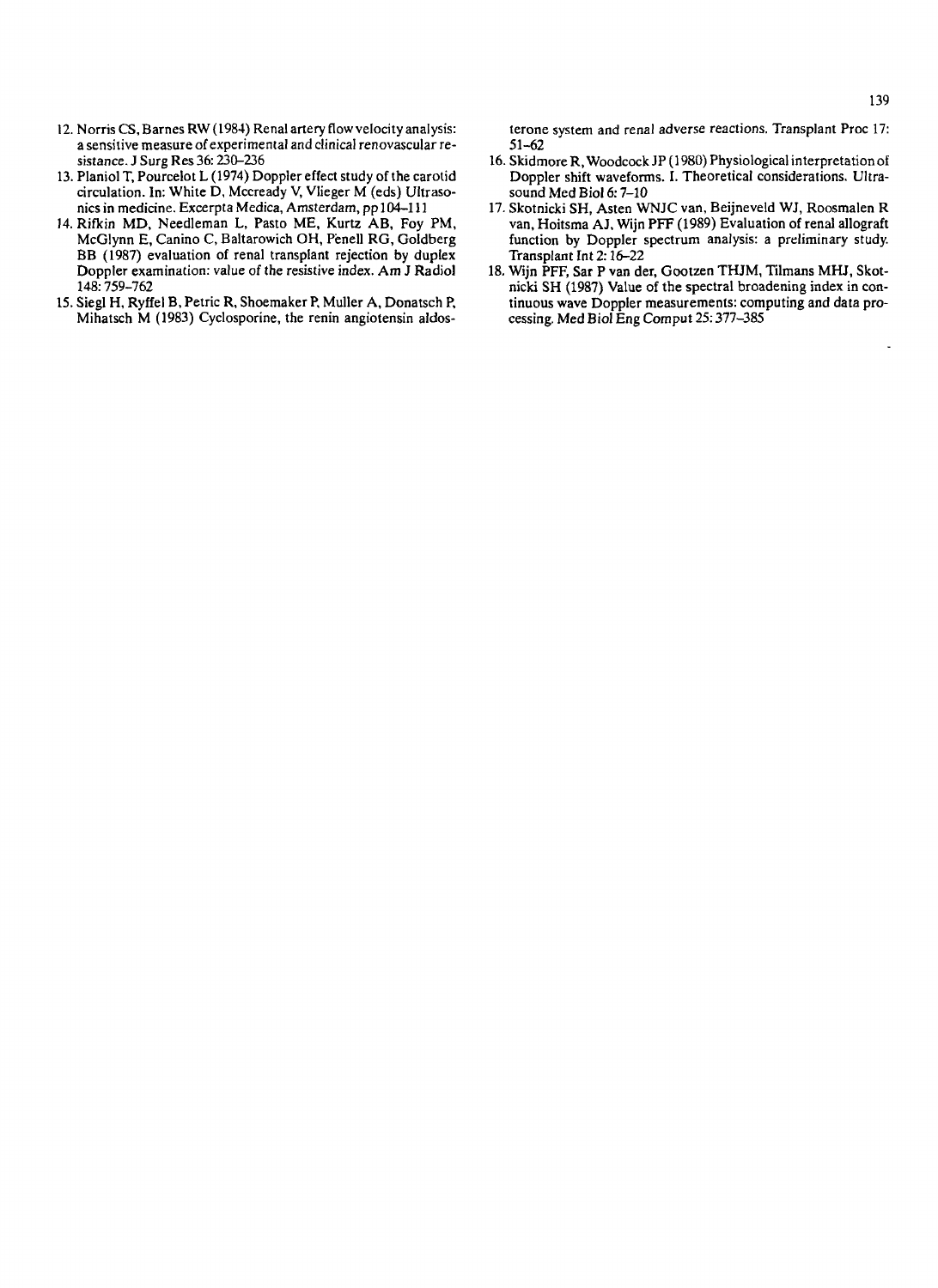12. Norris CS, Barnes RW (1984) Renal artery flow velocity analysis: a sensitive measure of experimental and clinical renovascular resistance. J Surg Res 36: 230–236
13. Planiol T, Pourcelot L (1974) Doppler effect study of the carotid circulation. In: White D, Mccready V, Vlieger M (eds) Ultrasonics in medicine. Excerpta Medica, Amsterdam, pp 104–111
14. Rifkin MD, Needleman L, Pasto ME, Kurtz AB, Foy PM, McGlynn E, Canino C, Baltarowich OH, Penell RG, Goldberg BB (1987) evaluation of renal transplant rejection by duplex Doppler examination: value of the resistive index. Am J Radiol 148: 759–762
15. Siegl H, Ryffel B, Petric R, Shoemaker P, Muller A, Donatsch P, Mihatsch M (1983) Cyclosporine, the renin angiotensin aldosterone system and renal adverse reactions. Transplant Proc 17: 51–62
16. Skidmore R, Woodcock JP (1980) Physiological interpretation of Doppler shift waveforms. I. Theoretical considerations. Ultrasound Med Biol 6: 7–10
17. Skotnicki SH, Asten WNJC van, Beijneveld WJ, Roosmalen R van, Hoitsma AJ, Wijn PFF (1989) Evaluation of renal allograft function by Doppler spectrum analysis: a preliminary study. Transplant Int 2: 16–22
18. Wijn PFF, Sar P van der, Gootzen THJM, Tilmans MHJ, Skotnicki SH (1987) Value of the spectral broadening index in continuous wave Doppler measurements: computing and data processing. Med Biol Eng Comput 25: 377–385